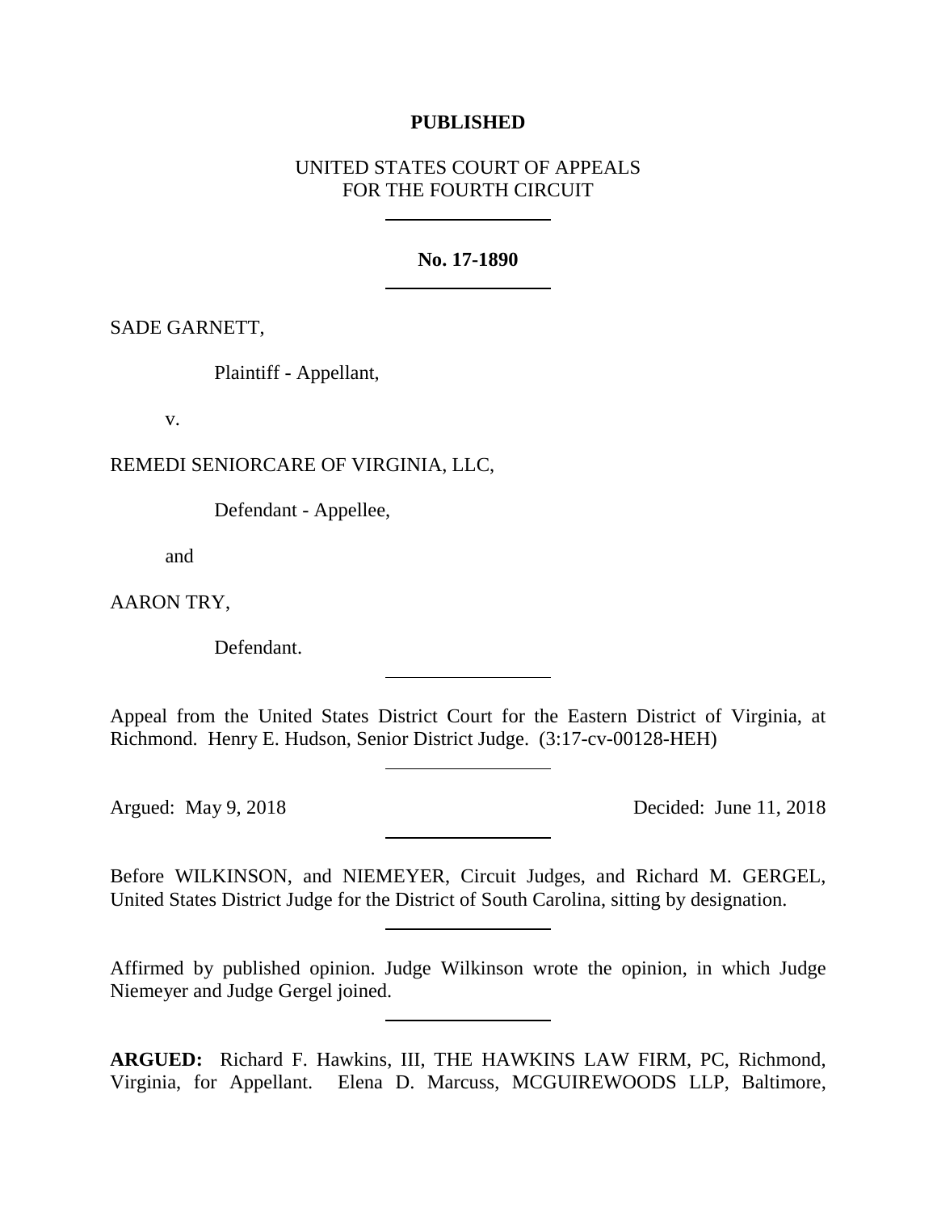**PUBLISHED**

UNITED STATES COURT OF APPEALS
FOR THE FOURTH CIRCUIT

---

**No. 17-1890**

---

SADE GARNETT,

Plaintiff - Appellant,

v.

REMEDI SENIORCARE OF VIRGINIA, LLC,

Defendant - Appellee,

and

AARON TRY,

Defendant.

---

Appeal from the United States District Court for the Eastern District of Virginia, at Richmond. Henry E. Hudson, Senior District Judge. (3:17-cv-00128-HEH)

---

Argued: May 9, 2018 Decided: June 11, 2018

---

Before WILKINSON, and NIEMEYER, Circuit Judges, and Richard M. GERGEL, United States District Judge for the District of South Carolina, sitting by designation.

---

Affirmed by published opinion. Judge Wilkinson wrote the opinion, in which Judge Niemeyer and Judge Gergel joined.

---

**ARGUED:** Richard F. Hawkins, III, THE HAWKINS LAW FIRM, PC, Richmond, Virginia, for Appellant. Elena D. Marcuss, MCGUIREWOODS LLP, Baltimore,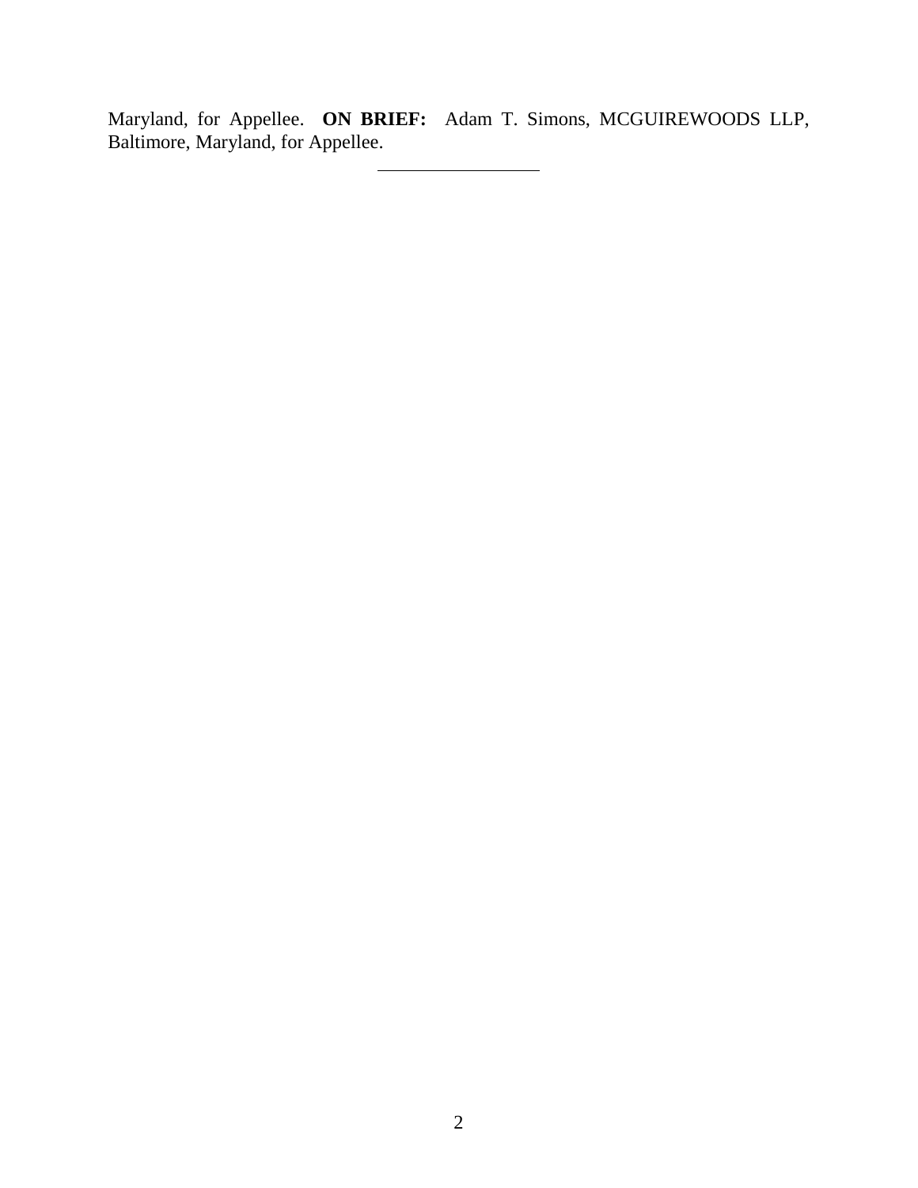Maryland, for Appellee. **ON BRIEF:** Adam T. Simons, MCGUIREWOODS LLP, Baltimore, Maryland, for Appellee.

---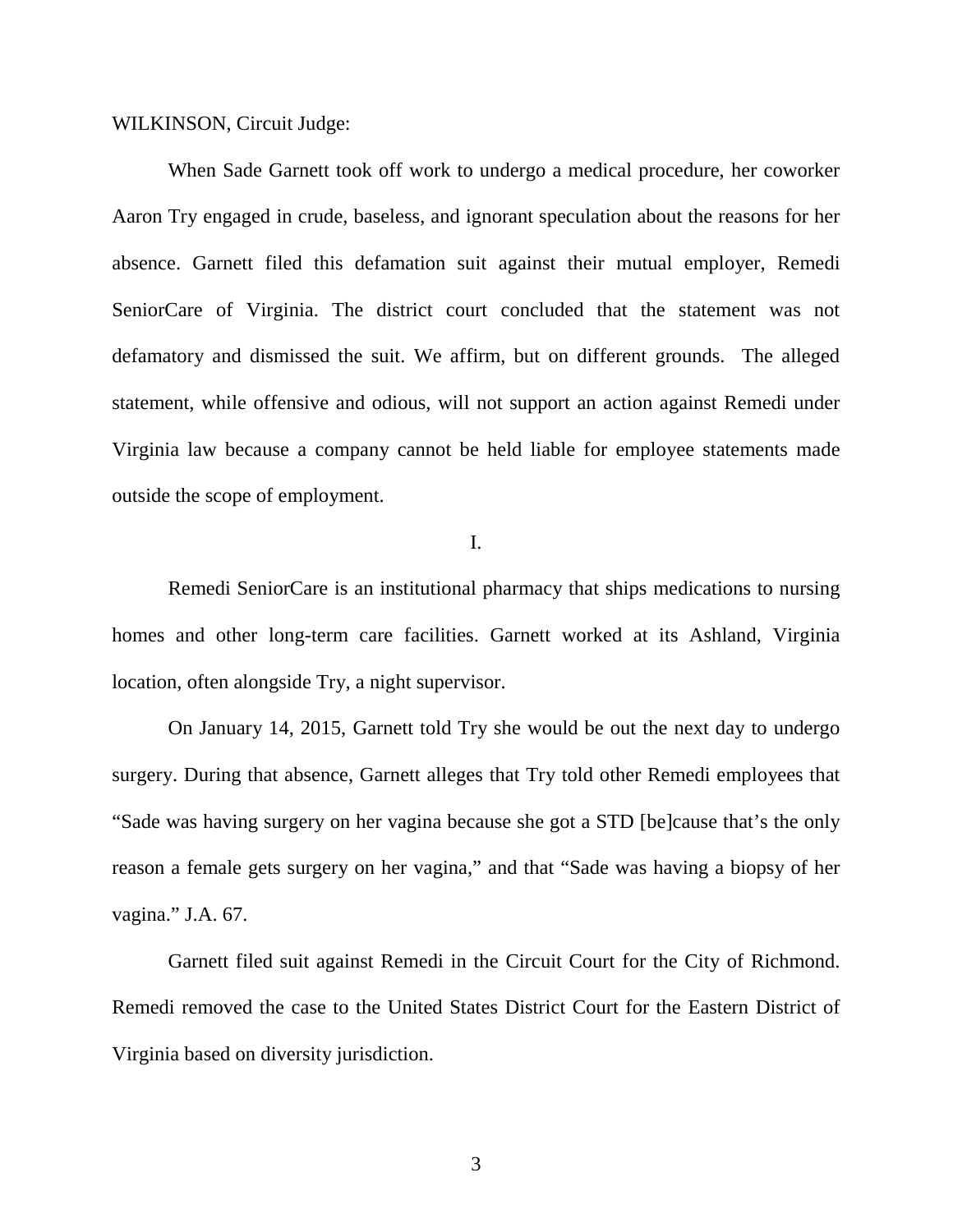WILKINSON, Circuit Judge:

When Sade Garnett took off work to undergo a medical procedure, her coworker Aaron Try engaged in crude, baseless, and ignorant speculation about the reasons for her absence. Garnett filed this defamation suit against their mutual employer, Remedi SeniorCare of Virginia. The district court concluded that the statement was not defamatory and dismissed the suit. We affirm, but on different grounds. The alleged statement, while offensive and odious, will not support an action against Remedi under Virginia law because a company cannot be held liable for employee statements made outside the scope of employment.

I.

Remedi SeniorCare is an institutional pharmacy that ships medications to nursing homes and other long-term care facilities. Garnett worked at its Ashland, Virginia location, often alongside Try, a night supervisor.

On January 14, 2015, Garnett told Try she would be out the next day to undergo surgery. During that absence, Garnett alleges that Try told other Remedi employees that "Sade was having surgery on her vagina because she got a STD [be]cause that's the only reason a female gets surgery on her vagina," and that "Sade was having a biopsy of her vagina." J.A. 67.

Garnett filed suit against Remedi in the Circuit Court for the City of Richmond. Remedi removed the case to the United States District Court for the Eastern District of Virginia based on diversity jurisdiction.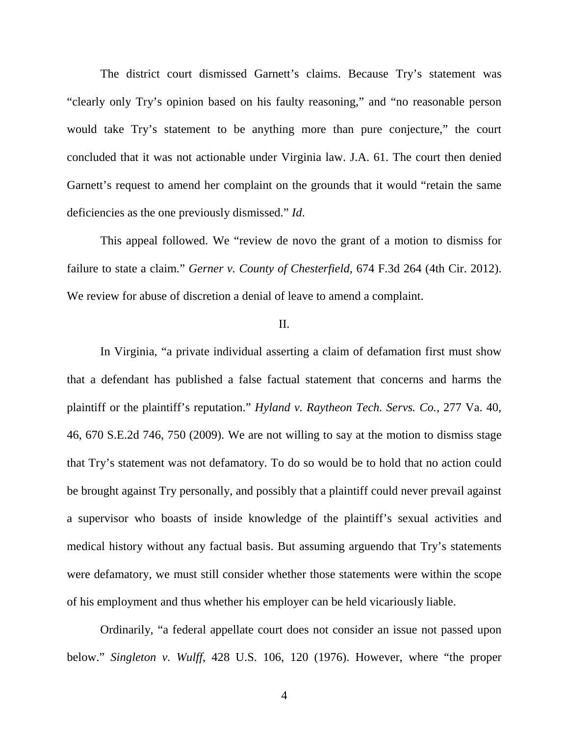The district court dismissed Garnett's claims. Because Try's statement was "clearly only Try's opinion based on his faulty reasoning," and "no reasonable person would take Try's statement to be anything more than pure conjecture," the court concluded that it was not actionable under Virginia law. J.A. 61. The court then denied Garnett's request to amend her complaint on the grounds that it would "retain the same deficiencies as the one previously dismissed." *Id*.

This appeal followed. We "review de novo the grant of a motion to dismiss for failure to state a claim." *Gerner v. County of Chesterfield*, 674 F.3d 264 (4th Cir. 2012). We review for abuse of discretion a denial of leave to amend a complaint.

II.

In Virginia, "a private individual asserting a claim of defamation first must show that a defendant has published a false factual statement that concerns and harms the plaintiff or the plaintiff's reputation." *Hyland v. Raytheon Tech. Servs. Co.*, 277 Va. 40, 46, 670 S.E.2d 746, 750 (2009). We are not willing to say at the motion to dismiss stage that Try's statement was not defamatory. To do so would be to hold that no action could be brought against Try personally, and possibly that a plaintiff could never prevail against a supervisor who boasts of inside knowledge of the plaintiff's sexual activities and medical history without any factual basis. But assuming arguendo that Try's statements were defamatory, we must still consider whether those statements were within the scope of his employment and thus whether his employer can be held vicariously liable.

Ordinarily, "a federal appellate court does not consider an issue not passed upon below." *Singleton v. Wulff*, 428 U.S. 106, 120 (1976). However, where "the proper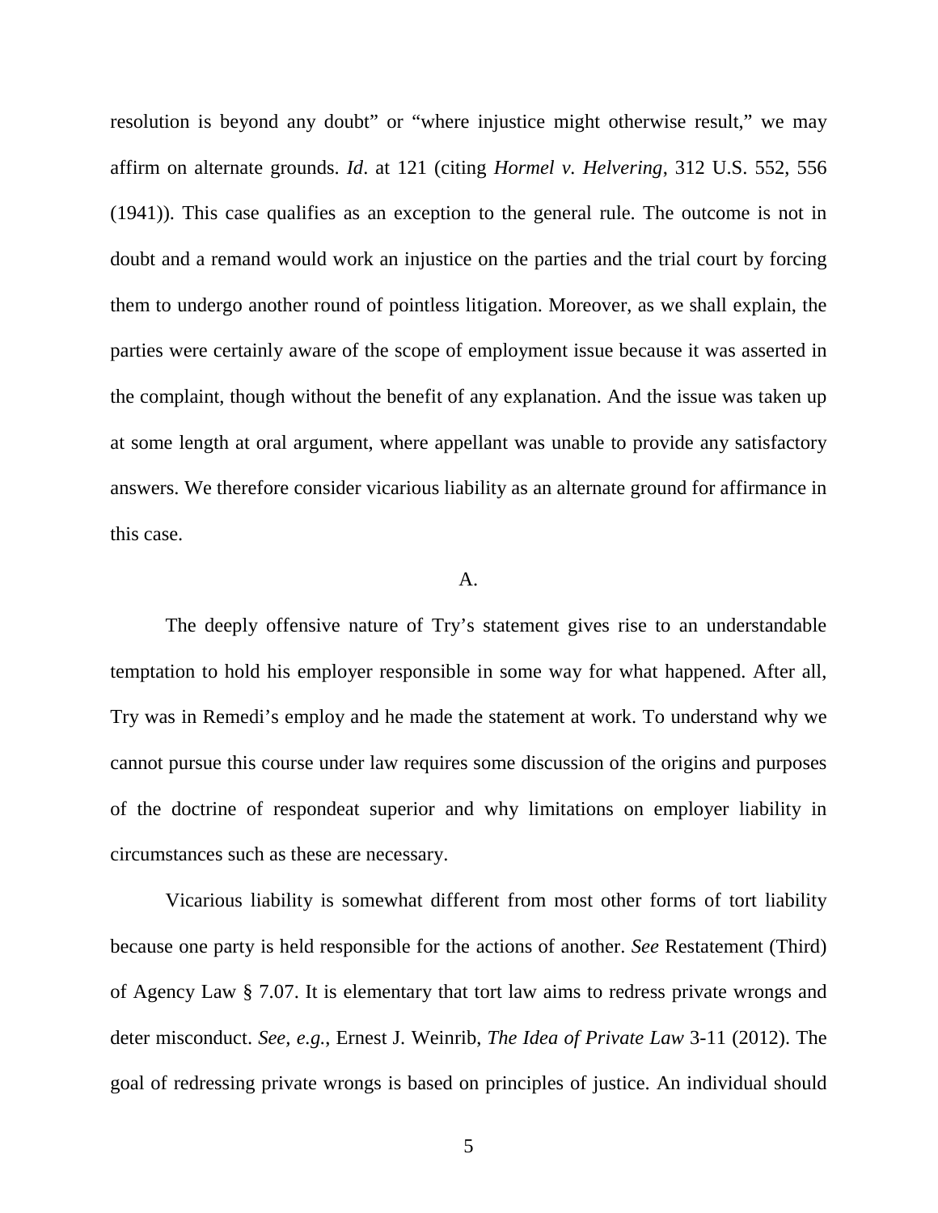resolution is beyond any doubt" or "where injustice might otherwise result," we may affirm on alternate grounds. *Id*. at 121 (citing *Hormel v. Helvering*, 312 U.S. 552, 556 (1941)). This case qualifies as an exception to the general rule. The outcome is not in doubt and a remand would work an injustice on the parties and the trial court by forcing them to undergo another round of pointless litigation. Moreover, as we shall explain, the parties were certainly aware of the scope of employment issue because it was asserted in the complaint, though without the benefit of any explanation. And the issue was taken up at some length at oral argument, where appellant was unable to provide any satisfactory answers. We therefore consider vicarious liability as an alternate ground for affirmance in this case.

A.

The deeply offensive nature of Try's statement gives rise to an understandable temptation to hold his employer responsible in some way for what happened. After all, Try was in Remedi's employ and he made the statement at work. To understand why we cannot pursue this course under law requires some discussion of the origins and purposes of the doctrine of respondeat superior and why limitations on employer liability in circumstances such as these are necessary.

Vicarious liability is somewhat different from most other forms of tort liability because one party is held responsible for the actions of another. *See* Restatement (Third) of Agency Law § 7.07. It is elementary that tort law aims to redress private wrongs and deter misconduct. *See, e.g.*, Ernest J. Weinrib, *The Idea of Private Law* 3-11 (2012). The goal of redressing private wrongs is based on principles of justice. An individual should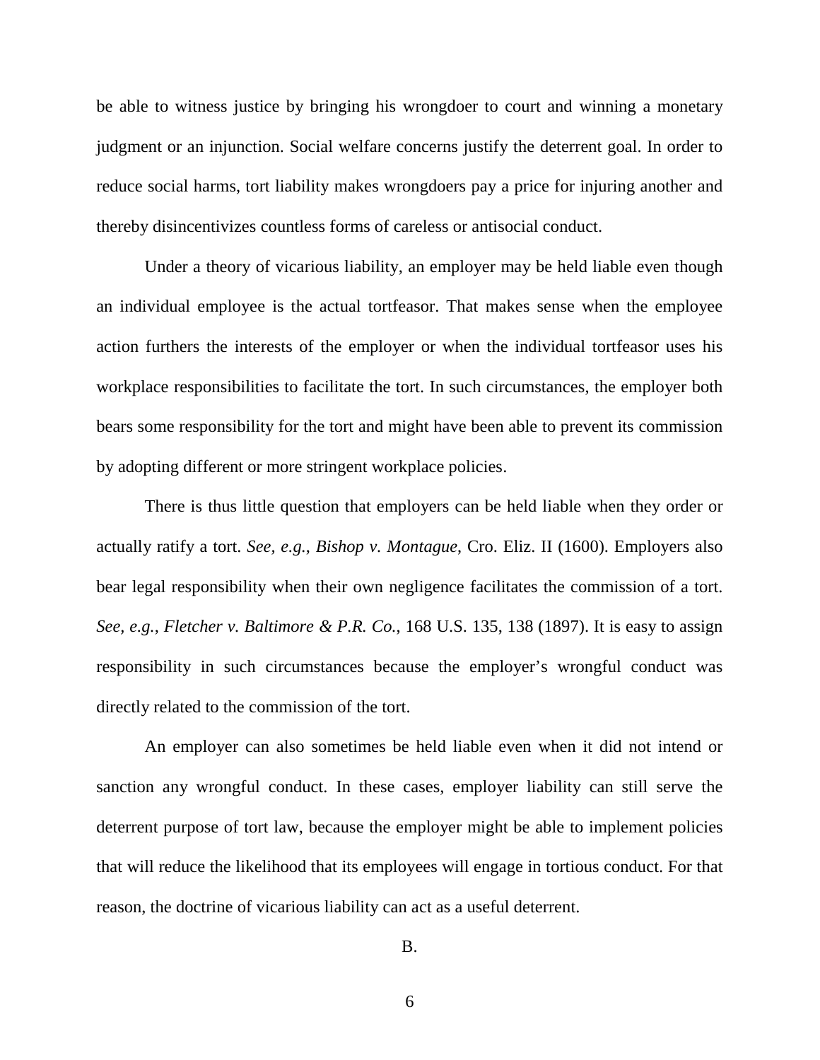be able to witness justice by bringing his wrongdoer to court and winning a monetary judgment or an injunction. Social welfare concerns justify the deterrent goal. In order to reduce social harms, tort liability makes wrongdoers pay a price for injuring another and thereby disincentivizes countless forms of careless or antisocial conduct.

Under a theory of vicarious liability, an employer may be held liable even though an individual employee is the actual tortfeasor. That makes sense when the employee action furthers the interests of the employer or when the individual tortfeasor uses his workplace responsibilities to facilitate the tort. In such circumstances, the employer both bears some responsibility for the tort and might have been able to prevent its commission by adopting different or more stringent workplace policies.

There is thus little question that employers can be held liable when they order or actually ratify a tort. *See, e.g.*, *Bishop v. Montague*, Cro. Eliz. II (1600). Employers also bear legal responsibility when their own negligence facilitates the commission of a tort. *See, e.g.*, *Fletcher v. Baltimore & P.R. Co.*, 168 U.S. 135, 138 (1897). It is easy to assign responsibility in such circumstances because the employer's wrongful conduct was directly related to the commission of the tort.

An employer can also sometimes be held liable even when it did not intend or sanction any wrongful conduct. In these cases, employer liability can still serve the deterrent purpose of tort law, because the employer might be able to implement policies that will reduce the likelihood that its employees will engage in tortious conduct. For that reason, the doctrine of vicarious liability can act as a useful deterrent.

B.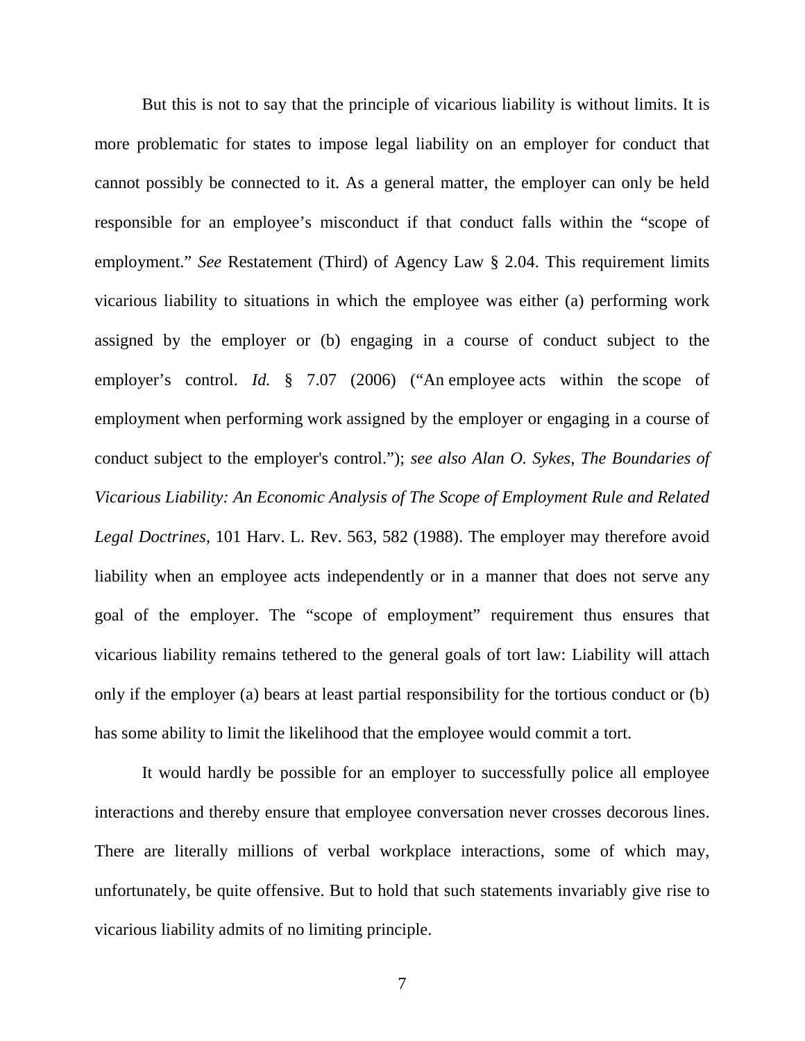But this is not to say that the principle of vicarious liability is without limits. It is more problematic for states to impose legal liability on an employer for conduct that cannot possibly be connected to it. As a general matter, the employer can only be held responsible for an employee's misconduct if that conduct falls within the "scope of employment." *See* Restatement (Third) of Agency Law § 2.04. This requirement limits vicarious liability to situations in which the employee was either (a) performing work assigned by the employer or (b) engaging in a course of conduct subject to the employer's control. *Id.* § 7.07 (2006) ("An employee acts within the scope of employment when performing work assigned by the employer or engaging in a course of conduct subject to the employer's control."); *see also Alan O. Sykes, The Boundaries of Vicarious Liability: An Economic Analysis of The Scope of Employment Rule and Related Legal Doctrines*, 101 Harv. L. Rev. 563, 582 (1988). The employer may therefore avoid liability when an employee acts independently or in a manner that does not serve any goal of the employer. The "scope of employment" requirement thus ensures that vicarious liability remains tethered to the general goals of tort law: Liability will attach only if the employer (a) bears at least partial responsibility for the tortious conduct or (b) has some ability to limit the likelihood that the employee would commit a tort.

It would hardly be possible for an employer to successfully police all employee interactions and thereby ensure that employee conversation never crosses decorous lines. There are literally millions of verbal workplace interactions, some of which may, unfortunately, be quite offensive. But to hold that such statements invariably give rise to vicarious liability admits of no limiting principle.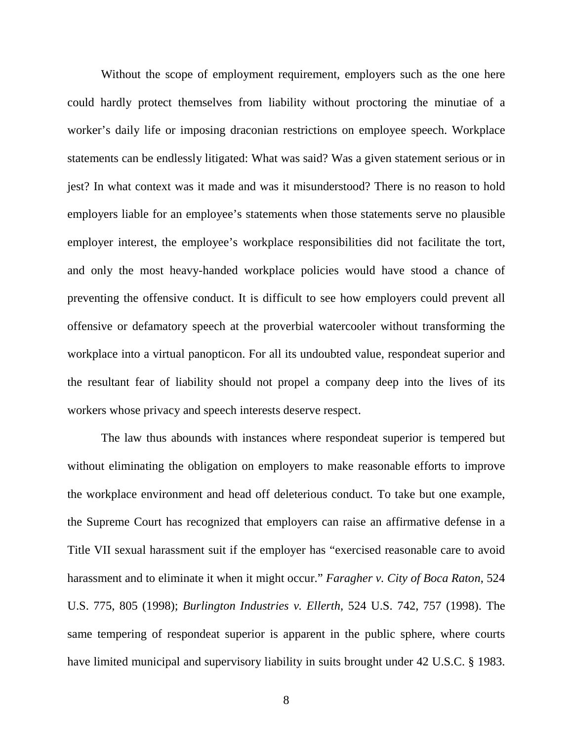Without the scope of employment requirement, employers such as the one here could hardly protect themselves from liability without proctoring the minutiae of a worker's daily life or imposing draconian restrictions on employee speech. Workplace statements can be endlessly litigated: What was said? Was a given statement serious or in jest? In what context was it made and was it misunderstood? There is no reason to hold employers liable for an employee's statements when those statements serve no plausible employer interest, the employee's workplace responsibilities did not facilitate the tort, and only the most heavy-handed workplace policies would have stood a chance of preventing the offensive conduct. It is difficult to see how employers could prevent all offensive or defamatory speech at the proverbial watercooler without transforming the workplace into a virtual panopticon. For all its undoubted value, respondeat superior and the resultant fear of liability should not propel a company deep into the lives of its workers whose privacy and speech interests deserve respect.

The law thus abounds with instances where respondeat superior is tempered but without eliminating the obligation on employers to make reasonable efforts to improve the workplace environment and head off deleterious conduct. To take but one example, the Supreme Court has recognized that employers can raise an affirmative defense in a Title VII sexual harassment suit if the employer has "exercised reasonable care to avoid harassment and to eliminate it when it might occur." *Faragher v. City of Boca Raton*, 524 U.S. 775, 805 (1998); *Burlington Industries v. Ellerth*, 524 U.S. 742, 757 (1998). The same tempering of respondeat superior is apparent in the public sphere, where courts have limited municipal and supervisory liability in suits brought under 42 U.S.C. § 1983.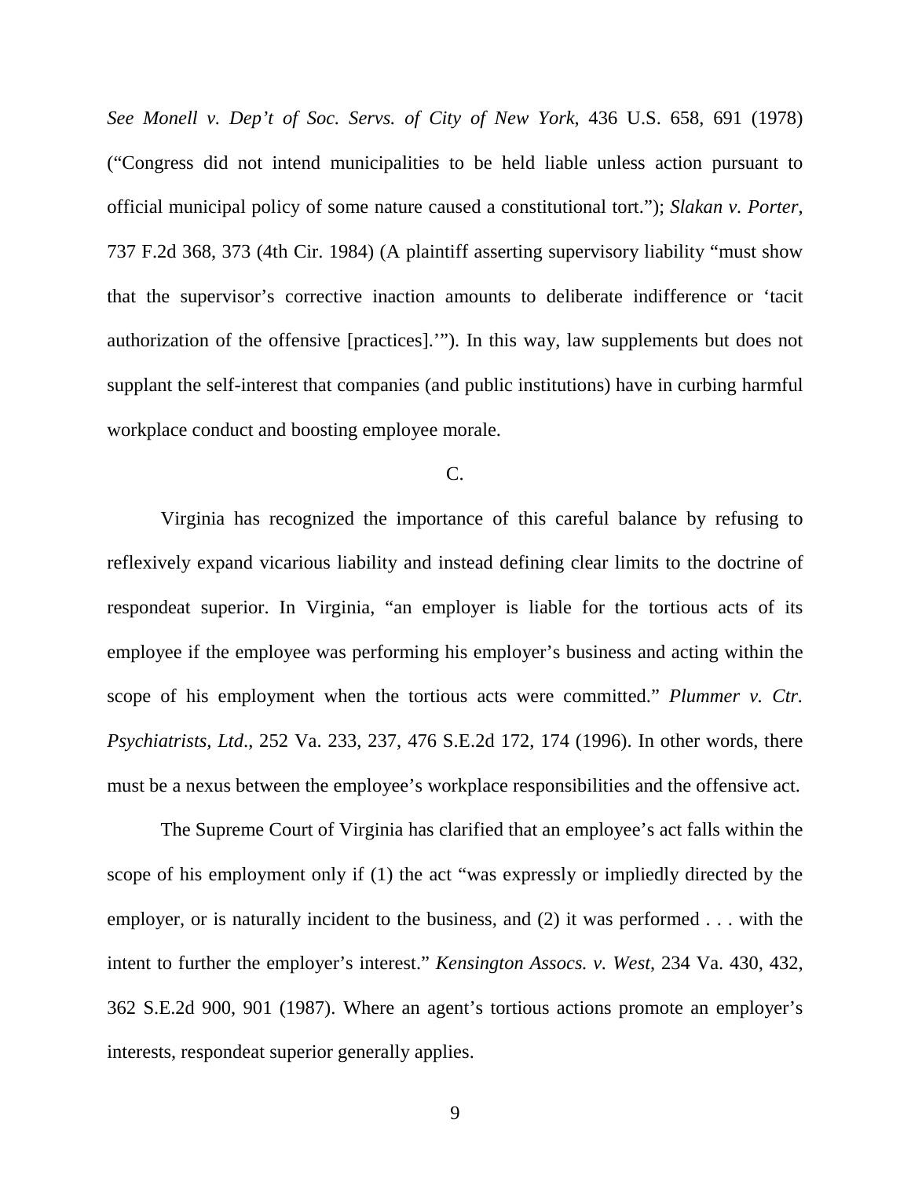*See Monell v. Dep't of Soc. Servs. of City of New York*, 436 U.S. 658, 691 (1978) ("Congress did not intend municipalities to be held liable unless action pursuant to official municipal policy of some nature caused a constitutional tort."); *Slakan v. Porter*, 737 F.2d 368, 373 (4th Cir. 1984) (A plaintiff asserting supervisory liability "must show that the supervisor's corrective inaction amounts to deliberate indifference or 'tacit authorization of the offensive [practices].'"). In this way, law supplements but does not supplant the self-interest that companies (and public institutions) have in curbing harmful workplace conduct and boosting employee morale.

C.

Virginia has recognized the importance of this careful balance by refusing to reflexively expand vicarious liability and instead defining clear limits to the doctrine of respondeat superior. In Virginia, "an employer is liable for the tortious acts of its employee if the employee was performing his employer's business and acting within the scope of his employment when the tortious acts were committed." *Plummer v. Ctr. Psychiatrists, Ltd.*, 252 Va. 233, 237, 476 S.E.2d 172, 174 (1996). In other words, there must be a nexus between the employee's workplace responsibilities and the offensive act.

The Supreme Court of Virginia has clarified that an employee's act falls within the scope of his employment only if (1) the act "was expressly or impliedly directed by the employer, or is naturally incident to the business, and (2) it was performed . . . with the intent to further the employer's interest." *Kensington Assocs. v. West*, 234 Va. 430, 432, 362 S.E.2d 900, 901 (1987). Where an agent's tortious actions promote an employer's interests, respondeat superior generally applies.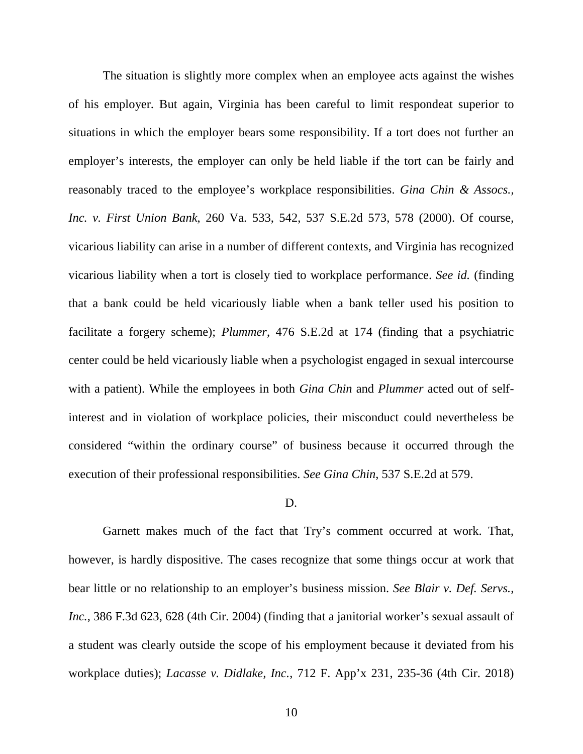The situation is slightly more complex when an employee acts against the wishes of his employer. But again, Virginia has been careful to limit respondeat superior to situations in which the employer bears some responsibility. If a tort does not further an employer's interests, the employer can only be held liable if the tort can be fairly and reasonably traced to the employee's workplace responsibilities. *Gina Chin & Assocs., Inc. v. First Union Bank*, 260 Va. 533, 542, 537 S.E.2d 573, 578 (2000). Of course, vicarious liability can arise in a number of different contexts, and Virginia has recognized vicarious liability when a tort is closely tied to workplace performance. *See id.* (finding that a bank could be held vicariously liable when a bank teller used his position to facilitate a forgery scheme); *Plummer*, 476 S.E.2d at 174 (finding that a psychiatric center could be held vicariously liable when a psychologist engaged in sexual intercourse with a patient). While the employees in both *Gina Chin* and *Plummer* acted out of self-interest and in violation of workplace policies, their misconduct could nevertheless be considered "within the ordinary course" of business because it occurred through the execution of their professional responsibilities. *See Gina Chin*, 537 S.E.2d at 579.

D.

Garnett makes much of the fact that Try's comment occurred at work. That, however, is hardly dispositive. The cases recognize that some things occur at work that bear little or no relationship to an employer's business mission. *See Blair v. Def. Servs., Inc.*, 386 F.3d 623, 628 (4th Cir. 2004) (finding that a janitorial worker's sexual assault of a student was clearly outside the scope of his employment because it deviated from his workplace duties); *Lacasse v. Didlake, Inc.*, 712 F. App'x 231, 235-36 (4th Cir. 2018)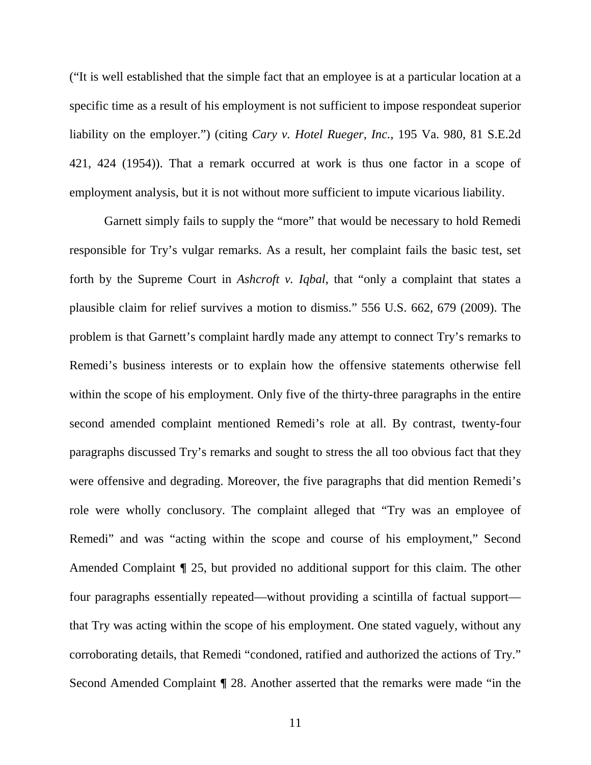("It is well established that the simple fact that an employee is at a particular location at a specific time as a result of his employment is not sufficient to impose respondeat superior liability on the employer.") (citing *Cary v. Hotel Rueger, Inc.*, 195 Va. 980, 81 S.E.2d 421, 424 (1954)). That a remark occurred at work is thus one factor in a scope of employment analysis, but it is not without more sufficient to impute vicarious liability.

Garnett simply fails to supply the "more" that would be necessary to hold Remedi responsible for Try's vulgar remarks. As a result, her complaint fails the basic test, set forth by the Supreme Court in *Ashcroft v. Iqbal*, that "only a complaint that states a plausible claim for relief survives a motion to dismiss." 556 U.S. 662, 679 (2009). The problem is that Garnett's complaint hardly made any attempt to connect Try's remarks to Remedi's business interests or to explain how the offensive statements otherwise fell within the scope of his employment. Only five of the thirty-three paragraphs in the entire second amended complaint mentioned Remedi's role at all. By contrast, twenty-four paragraphs discussed Try's remarks and sought to stress the all too obvious fact that they were offensive and degrading. Moreover, the five paragraphs that did mention Remedi's role were wholly conclusory. The complaint alleged that "Try was an employee of Remedi" and was "acting within the scope and course of his employment," Second Amended Complaint ¶ 25, but provided no additional support for this claim. The other four paragraphs essentially repeated—without providing a scintilla of factual support—that Try was acting within the scope of his employment. One stated vaguely, without any corroborating details, that Remedi "condoned, ratified and authorized the actions of Try." Second Amended Complaint ¶ 28. Another asserted that the remarks were made "in the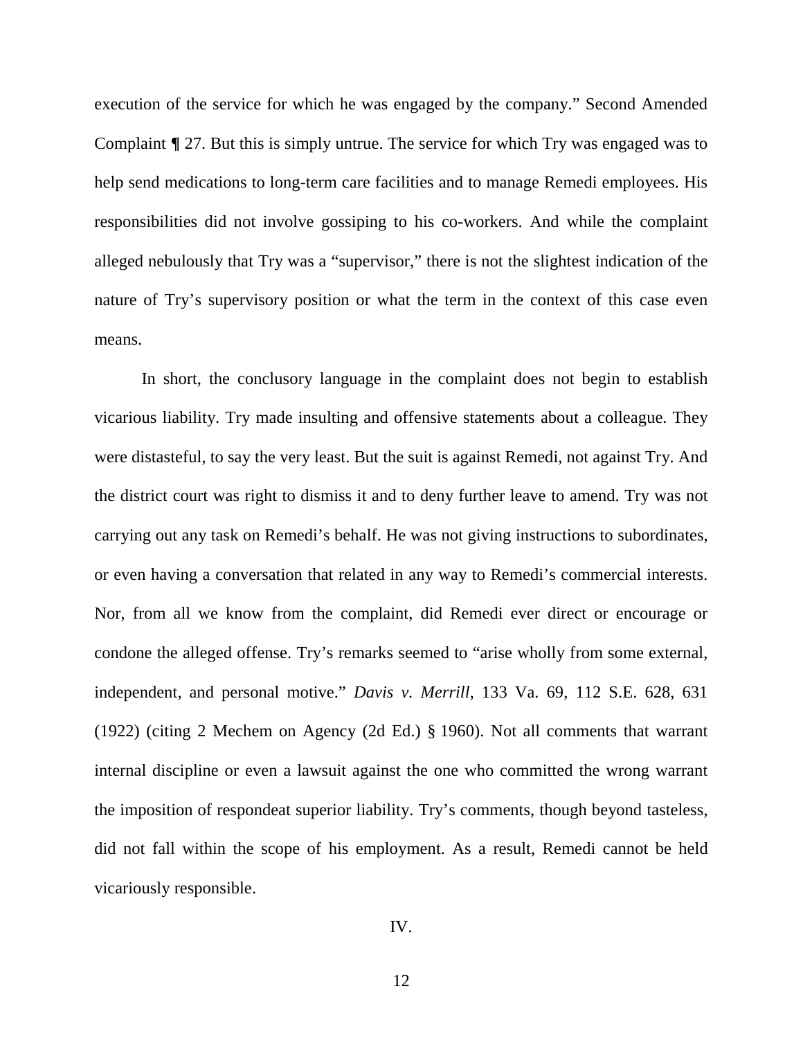execution of the service for which he was engaged by the company." Second Amended Complaint ¶ 27. But this is simply untrue. The service for which Try was engaged was to help send medications to long-term care facilities and to manage Remedi employees. His responsibilities did not involve gossiping to his co-workers. And while the complaint alleged nebulously that Try was a "supervisor," there is not the slightest indication of the nature of Try's supervisory position or what the term in the context of this case even means.

In short, the conclusory language in the complaint does not begin to establish vicarious liability. Try made insulting and offensive statements about a colleague. They were distasteful, to say the very least. But the suit is against Remedi, not against Try. And the district court was right to dismiss it and to deny further leave to amend. Try was not carrying out any task on Remedi's behalf. He was not giving instructions to subordinates, or even having a conversation that related in any way to Remedi's commercial interests. Nor, from all we know from the complaint, did Remedi ever direct or encourage or condone the alleged offense. Try's remarks seemed to "arise wholly from some external, independent, and personal motive." *Davis v. Merrill*, 133 Va. 69, 112 S.E. 628, 631 (1922) (citing 2 Mechem on Agency (2d Ed.) § 1960). Not all comments that warrant internal discipline or even a lawsuit against the one who committed the wrong warrant the imposition of respondeat superior liability. Try's comments, though beyond tasteless, did not fall within the scope of his employment. As a result, Remedi cannot be held vicariously responsible.

IV.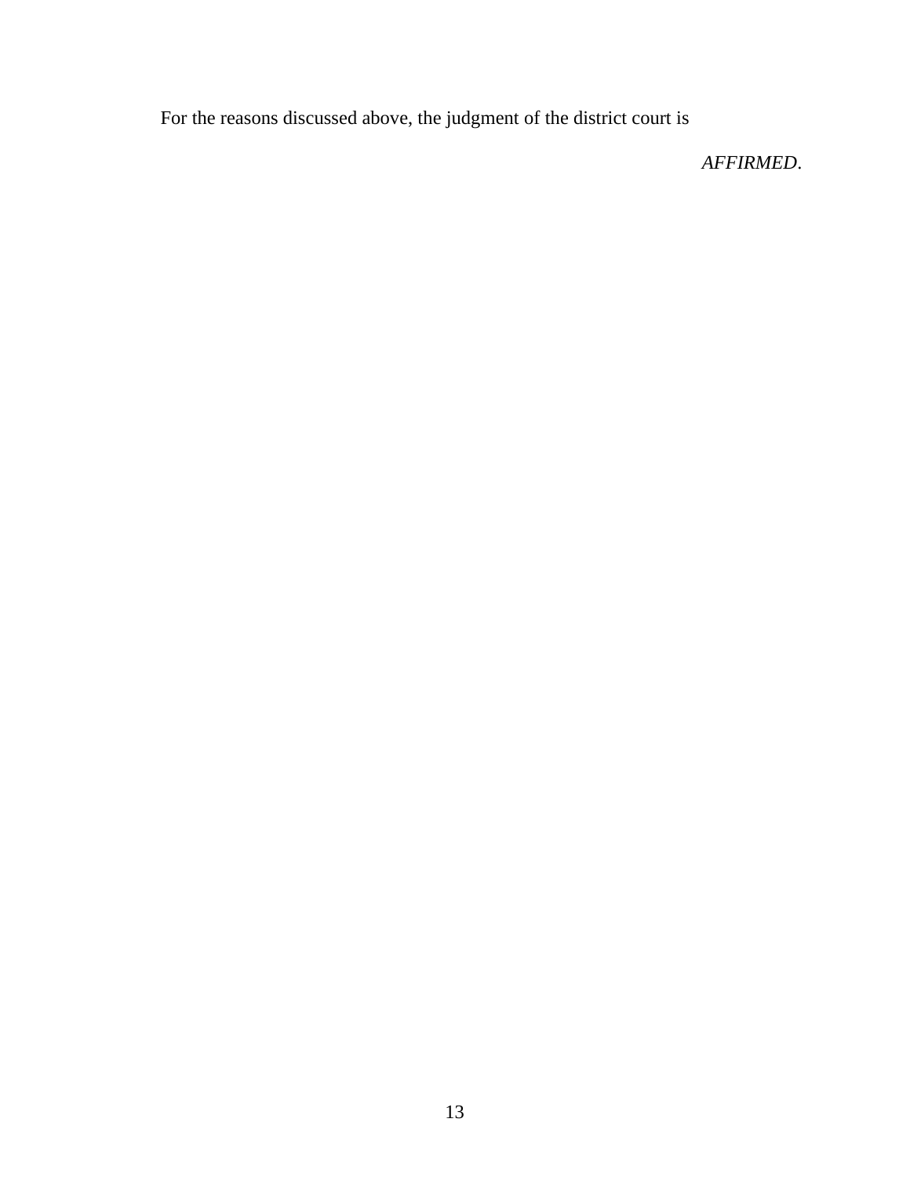For the reasons discussed above, the judgment of the district court is

*AFFIRMED*.